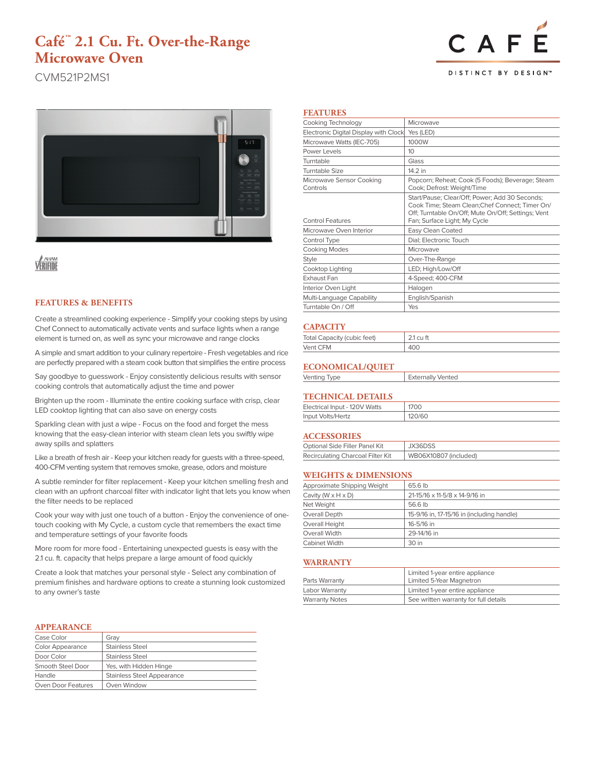# Café™ 2.1 Cu. Ft. Over-the-Range Microwave Oven

CVM521P2MS1

CAFÉ

DISTINCT BY DESIGN™

## FEATURES & BENEFITS

Create a streamlined cooking experience - Simplify your cooking steps by using Chef Connect to automatically activate vents and surface lights when a range element is turned on, as well as sync your microwave and range clocks

A simple and smart addition to your culinary repertoire - Fresh vegetables and rice are perfectly prepared with a steam cook button that simplifies the entire process

Say goodbye to guesswork - Enjoy consistently delicious results with sensor cooking controls that automatically adjust the time and power

Brighten up the room - Illuminate the entire cooking surface with crisp, clear LED cooktop lighting that can also save on energy costs

Sparkling clean with just a wipe - Focus on the food and forget the mess knowing that the easy-clean interior with steam clean lets you swiftly wipe away spills and splatters

Like a breath of fresh air - Keep your kitchen ready for guests with a three-speed, 400-CFM venting system that removes smoke, grease, odors and moisture

A subtle reminder for filter replacement - Keep your kitchen smelling fresh and clean with an upfront charcoal filter with indicator light that lets you know when the filter needs to be replaced

Cook your way with just one touch of a button - Enjoy the convenience of one-touch cooking with My Cycle, a custom cycle that remembers the exact time and temperature settings of your favorite foods

More room for more food - Entertaining unexpected guests is easy with the 2.1 cu. ft. capacity that helps prepare a large amount of food quickly

Create a look that matches your personal style - Select any combination of premium finishes and hardware options to create a stunning look customized to any owner's taste

## APPEARANCE

| | |
|---|---|
| Case Color | Gray |
| Color Appearance | Stainless Steel |
| Door Color | Stainless Steel |
| Smooth Steel Door | Yes, with Hidden Hinge |
| Handle | Stainless Steel Appearance |
| Oven Door Features | Oven Window |

## FEATURES

| | |
|---|---|
| Cooking Technology | Microwave |
| Electronic Digital Display with Clock | Yes (LED) |
| Microwave Watts (IEC-705) | 1000W |
| Power Levels | 10 |
| Turntable | Glass |
| Turntable Size | 14.2 in |
| Microwave Sensor Cooking Controls | Popcorn; Reheat; Cook (5 Foods); Beverage; Steam Cook; Defrost: Weight/Time |
| Control Features | Start/Pause; Clear/Off; Power; Add 30 Seconds; Cook Time; Steam Clean;Chef Connect; Timer On/Off; Turntable On/Off; Mute On/Off; Settings; Vent Fan; Surface Light; My Cycle |
| Microwave Oven Interior | Easy Clean Coated |
| Control Type | Dial; Electronic Touch |
| Cooking Modes | Microwave |
| Style | Over-The-Range |
| Cooktop Lighting | LED; High/Low/Off |
| Exhaust Fan | 4-Speed; 400-CFM |
| Interior Oven Light | Halogen |
| Multi-Language Capability | English/Spanish |
| Turntable On / Off | Yes |

## CAPACITY

| | |
|---|---|
| Total Capacity (cubic feet) | 2.1 cu ft |
| Vent CFM | 400 |

## ECONOMICAL/QUIET

| | |
|---|---|
| Venting Type | Externally Vented |

## TECHNICAL DETAILS

| | |
|---|---|
| Electrical Input - 120V Watts | 1700 |
| Input Volts/Hertz | 120/60 |

## ACCESSORIES

| | |
|---|---|
| Optional Side Filler Panel Kit | JX36DSS |
| Recirculating Charcoal Filter Kit | WB06X10807 (included) |

## WEIGHTS & DIMENSIONS

| | |
|---|---|
| Approximate Shipping Weight | 65.6 lb |
| Cavity (W x H x D) | 21-15/16 x 11-5/8 x 14-9/16 in |
| Net Weight | 56.6 lb |
| Overall Depth | 15-9/16 in, 17-15/16 in (including handle) |
| Overall Height | 16-5/16 in |
| Overall Width | 29-14/16 in |
| Cabinet Width | 30 in |

## WARRANTY

| | |
|---|---|
| Parts Warranty | Limited 1-year entire appliance<br>Limited 5-Year Magnetron |
| Labor Warranty | Limited 1-year entire appliance |
| Warranty Notes | See written warranty for full details |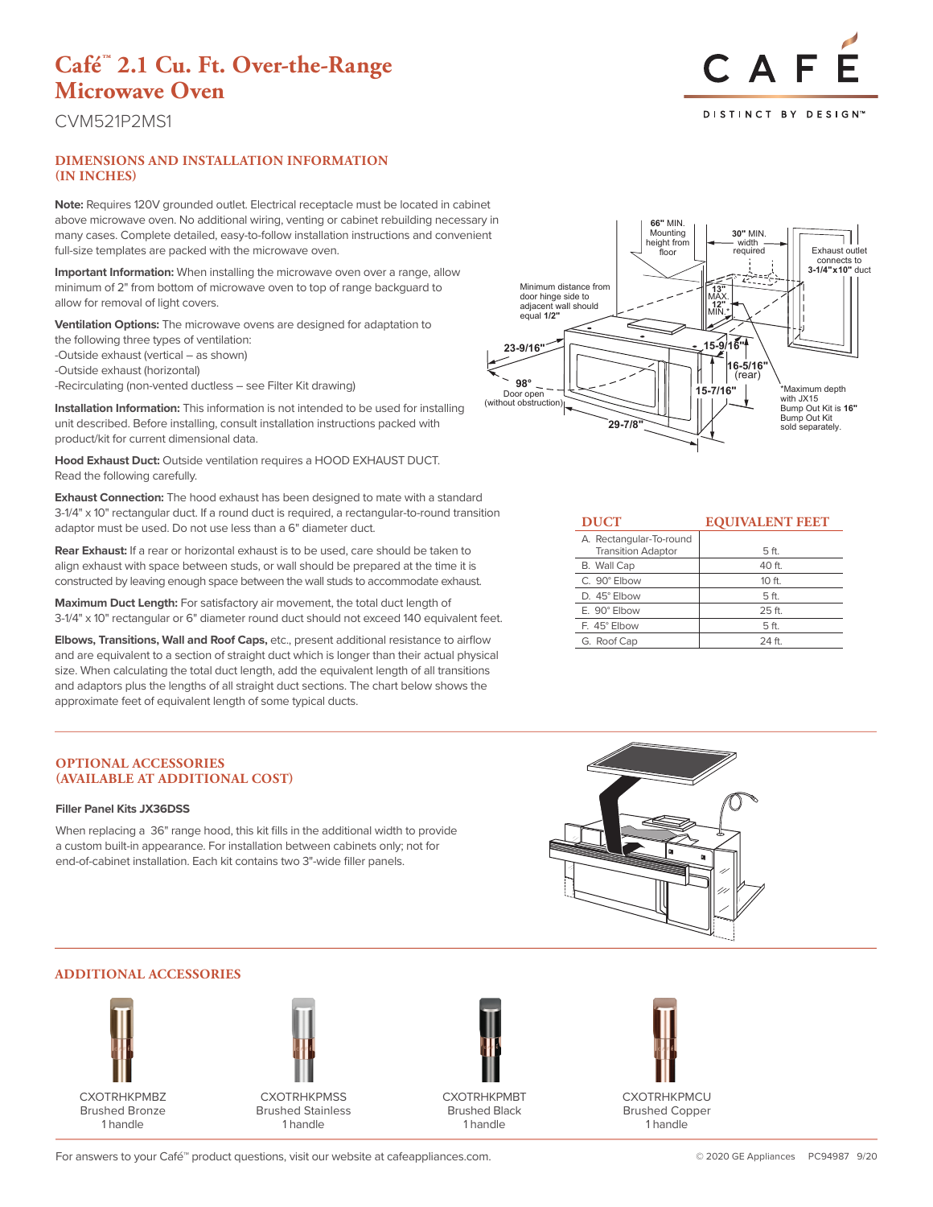# Café™ 2.1 Cu. Ft. Over-the-Range Microwave Oven

CVM521P2MS1

## DIMENSIONS AND INSTALLATION INFORMATION (IN INCHES)

**Note:** Requires 120V grounded outlet. Electrical receptacle must be located in cabinet above microwave oven. No additional wiring, venting or cabinet rebuilding necessary in many cases. Complete detailed, easy-to-follow installation instructions and convenient full-size templates are packed with the microwave oven.

**Important Information:** When installing the microwave oven over a range, allow minimum of 2" from bottom of microwave oven to top of range backguard to allow for removal of light covers.

**Ventilation Options:** The microwave ovens are designed for adaptation to the following three types of ventilation:
-Outside exhaust (vertical – as shown)
-Outside exhaust (horizontal)
-Recirculating (non-vented ductless – see Filter Kit drawing)

**Installation Information:** This information is not intended to be used for installing unit described. Before installing, consult installation instructions packed with product/kit for current dimensional data.

**Hood Exhaust Duct:** Outside ventilation requires a HOOD EXHAUST DUCT. Read the following carefully.

**Exhaust Connection:** The hood exhaust has been designed to mate with a standard 3-1/4" x 10" rectangular duct. If a round duct is required, a rectangular-to-round transition adaptor must be used. Do not use less than a 6" diameter duct.

**Rear Exhaust:** If a rear or horizontal exhaust is to be used, care should be taken to align exhaust with space between studs, or wall should be prepared at the time it is constructed by leaving enough space between the wall studs to accommodate exhaust.

**Maximum Duct Length:** For satisfactory air movement, the total duct length of 3-1/4" x 10" rectangular or 6" diameter round duct should not exceed 140 equivalent feet.

**Elbows, Transitions, Wall and Roof Caps,** etc., present additional resistance to airflow and are equivalent to a section of straight duct which is longer than their actual physical size. When calculating the total duct length, add the equivalent length of all transitions and adaptors plus the lengths of all straight duct sections. The chart below shows the approximate feet of equivalent length of some typical ducts.

66" MIN. Mounting height from floor
30" MIN. width required
Exhaust outlet connects to 3-1/4"x10" duct
Minimum distance from door hinge side to adjacent wall should equal 1/2"
13" MAX. 12" MIN.*
23-9/16"
15-9/16"
16-5/16" (rear)
98° Door open (without obstruction)
15-7/16"
29-7/8"
*Maximum depth with JX15 Bump Out Kit is 16" Bump Out Kit sold separately.

| DUCT | EQUIVALENT FEET |
| --- | --- |
| A. Rectangular-To-round Transition Adaptor | 5 ft. |
| B. Wall Cap | 40 ft. |
| C. 90° Elbow | 10 ft. |
| D. 45° Elbow | 5 ft. |
| E. 90° Elbow | 25 ft. |
| F. 45° Elbow | 5 ft. |
| G. Roof Cap | 24 ft. |

## OPTIONAL ACCESSORIES (AVAILABLE AT ADDITIONAL COST)

**Filler Panel Kits JX36DSS**

When replacing a 36" range hood, this kit fills in the additional width to provide a custom built-in appearance. For installation between cabinets only; not for end-of-cabinet installation. Each kit contains two 3"-wide filler panels.

## ADDITIONAL ACCESSORIES

CXOTRHKPMBZ
Brushed Bronze
1 handle

CXOTRHKPMSS
Brushed Stainless
1 handle

CXOTRHKPMBT
Brushed Black
1 handle

CXOTRHKPMCU
Brushed Copper
1 handle

For answers to your Café™ product questions, visit our website at cafeappliances.com.

© 2020 GE Appliances PC94987 9/20